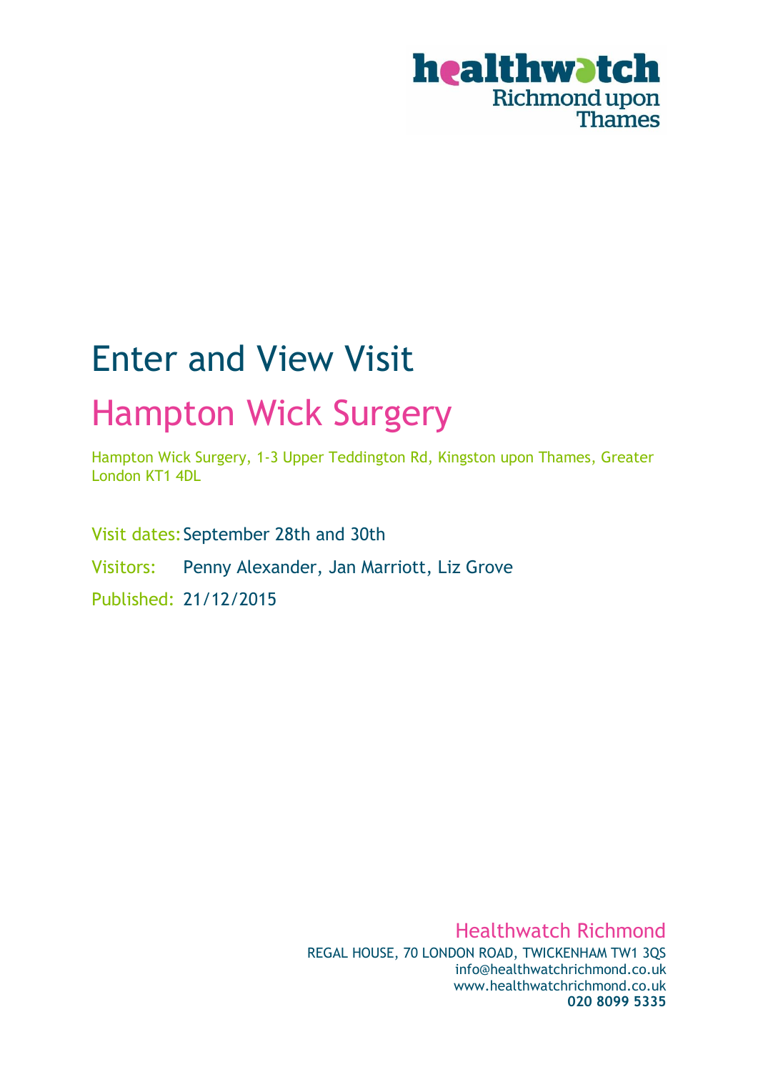healthwatch Richmond upon Thames

# Enter and View Visit

## Hampton Wick Surgery

Hampton Wick Surgery, 1-3 Upper Teddington Rd, Kingston upon Thames, Greater London KT1 4DL

Visit dates: September 28th and 30th

Visitors: Penny Alexander, Jan Marriott, Liz Grove

Published: 21/12/2015

Healthwatch Richmond

REGAL HOUSE, 70 LONDON ROAD, TWICKENHAM TW1 3QS
info@healthwatchrichmond.co.uk
www.healthwatchrichmond.co.uk
**020 8099 5335**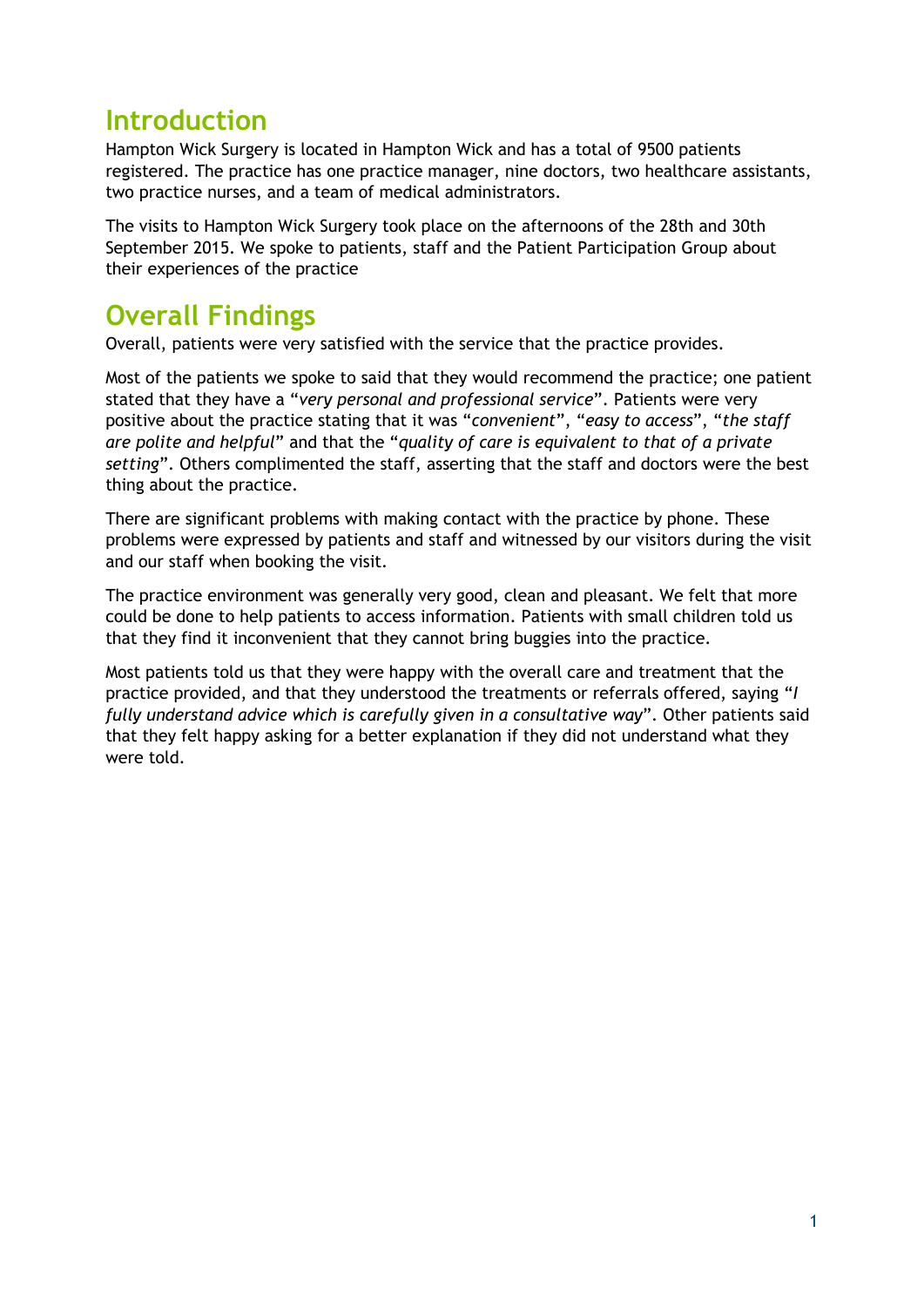## Introduction

Hampton Wick Surgery is located in Hampton Wick and has a total of 9500 patients registered. The practice has one practice manager, nine doctors, two healthcare assistants, two practice nurses, and a team of medical administrators.

The visits to Hampton Wick Surgery took place on the afternoons of the 28th and 30th September 2015. We spoke to patients, staff and the Patient Participation Group about their experiences of the practice

## Overall Findings

Overall, patients were very satisfied with the service that the practice provides.

Most of the patients we spoke to said that they would recommend the practice; one patient stated that they have a "*very personal and professional service*". Patients were very positive about the practice stating that it was "*convenient*", "*easy to access*", "*the staff are polite and helpful*" and that the "*quality of care is equivalent to that of a private setting*". Others complimented the staff, asserting that the staff and doctors were the best thing about the practice.

There are significant problems with making contact with the practice by phone. These problems were expressed by patients and staff and witnessed by our visitors during the visit and our staff when booking the visit.

The practice environment was generally very good, clean and pleasant. We felt that more could be done to help patients to access information. Patients with small children told us that they find it inconvenient that they cannot bring buggies into the practice.

Most patients told us that they were happy with the overall care and treatment that the practice provided, and that they understood the treatments or referrals offered, saying "*I fully understand advice which is carefully given in a consultative way*". Other patients said that they felt happy asking for a better explanation if they did not understand what they were told.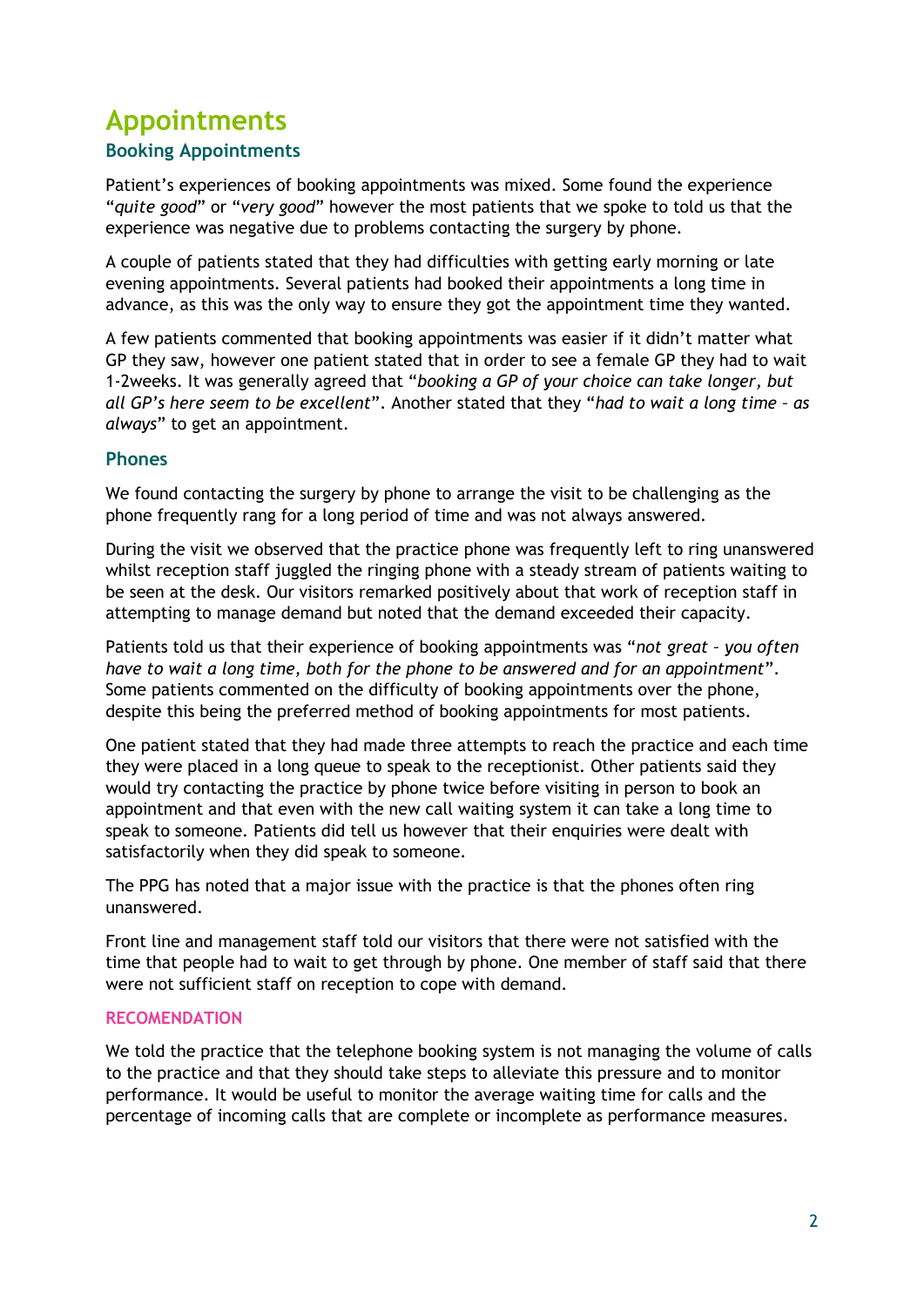# Appointments

## Booking Appointments

Patient's experiences of booking appointments was mixed. Some found the experience "*quite good*" or "*very good*" however the most patients that we spoke to told us that the experience was negative due to problems contacting the surgery by phone.

A couple of patients stated that they had difficulties with getting early morning or late evening appointments. Several patients had booked their appointments a long time in advance, as this was the only way to ensure they got the appointment time they wanted.

A few patients commented that booking appointments was easier if it didn't matter what GP they saw, however one patient stated that in order to see a female GP they had to wait 1-2weeks. It was generally agreed that "*booking a GP of your choice can take longer, but all GP's here seem to be excellent*". Another stated that they "*had to wait a long time – as always*" to get an appointment.

## Phones

We found contacting the surgery by phone to arrange the visit to be challenging as the phone frequently rang for a long period of time and was not always answered.

During the visit we observed that the practice phone was frequently left to ring unanswered whilst reception staff juggled the ringing phone with a steady stream of patients waiting to be seen at the desk. Our visitors remarked positively about that work of reception staff in attempting to manage demand but noted that the demand exceeded their capacity.

Patients told us that their experience of booking appointments was "*not great – you often have to wait a long time, both for the phone to be answered and for an appointment*". Some patients commented on the difficulty of booking appointments over the phone, despite this being the preferred method of booking appointments for most patients.

One patient stated that they had made three attempts to reach the practice and each time they were placed in a long queue to speak to the receptionist. Other patients said they would try contacting the practice by phone twice before visiting in person to book an appointment and that even with the new call waiting system it can take a long time to speak to someone. Patients did tell us however that their enquiries were dealt with satisfactorily when they did speak to someone.

The PPG has noted that a major issue with the practice is that the phones often ring unanswered.

Front line and management staff told our visitors that there were not satisfied with the time that people had to wait to get through by phone. One member of staff said that there were not sufficient staff on reception to cope with demand.

### RECOMENDATION

We told the practice that the telephone booking system is not managing the volume of calls to the practice and that they should take steps to alleviate this pressure and to monitor performance. It would be useful to monitor the average waiting time for calls and the percentage of incoming calls that are complete or incomplete as performance measures.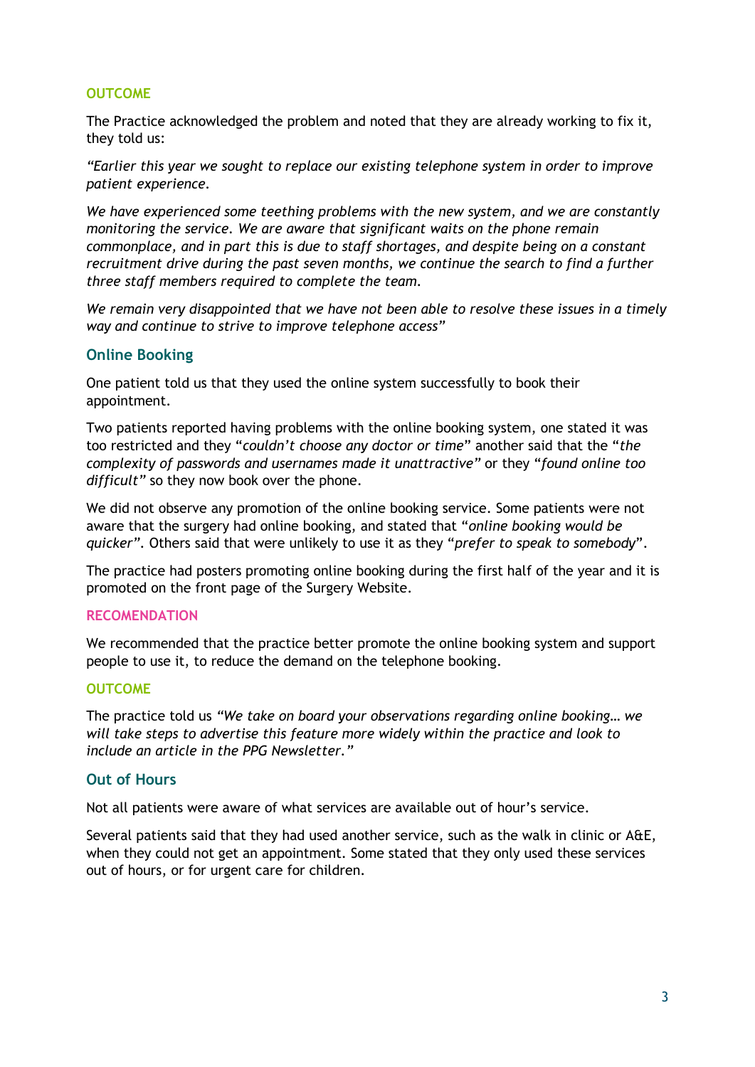#### OUTCOME

The Practice acknowledged the problem and noted that they are already working to fix it, they told us:

*"Earlier this year we sought to replace our existing telephone system in order to improve patient experience.*

*We have experienced some teething problems with the new system, and we are constantly monitoring the service. We are aware that significant waits on the phone remain commonplace, and in part this is due to staff shortages, and despite being on a constant recruitment drive during the past seven months, we continue the search to find a further three staff members required to complete the team.*

*We remain very disappointed that we have not been able to resolve these issues in a timely way and continue to strive to improve telephone access"*

### Online Booking

One patient told us that they used the online system successfully to book their appointment.

Two patients reported having problems with the online booking system, one stated it was too restricted and they "*couldn't choose any doctor or time*" another said that the "*the complexity of passwords and usernames made it unattractive"* or they "*found online too difficult"* so they now book over the phone.

We did not observe any promotion of the online booking service. Some patients were not aware that the surgery had online booking, and stated that "*online booking would be quicker"*. Others said that were unlikely to use it as they "*prefer to speak to somebody*".

The practice had posters promoting online booking during the first half of the year and it is promoted on the front page of the Surgery Website.

#### RECOMENDATION

We recommended that the practice better promote the online booking system and support people to use it, to reduce the demand on the telephone booking.

#### OUTCOME

The practice told us *"We take on board your observations regarding online booking… we will take steps to advertise this feature more widely within the practice and look to include an article in the PPG Newsletter."*

### Out of Hours

Not all patients were aware of what services are available out of hour's service.

Several patients said that they had used another service, such as the walk in clinic or A&E, when they could not get an appointment. Some stated that they only used these services out of hours, or for urgent care for children.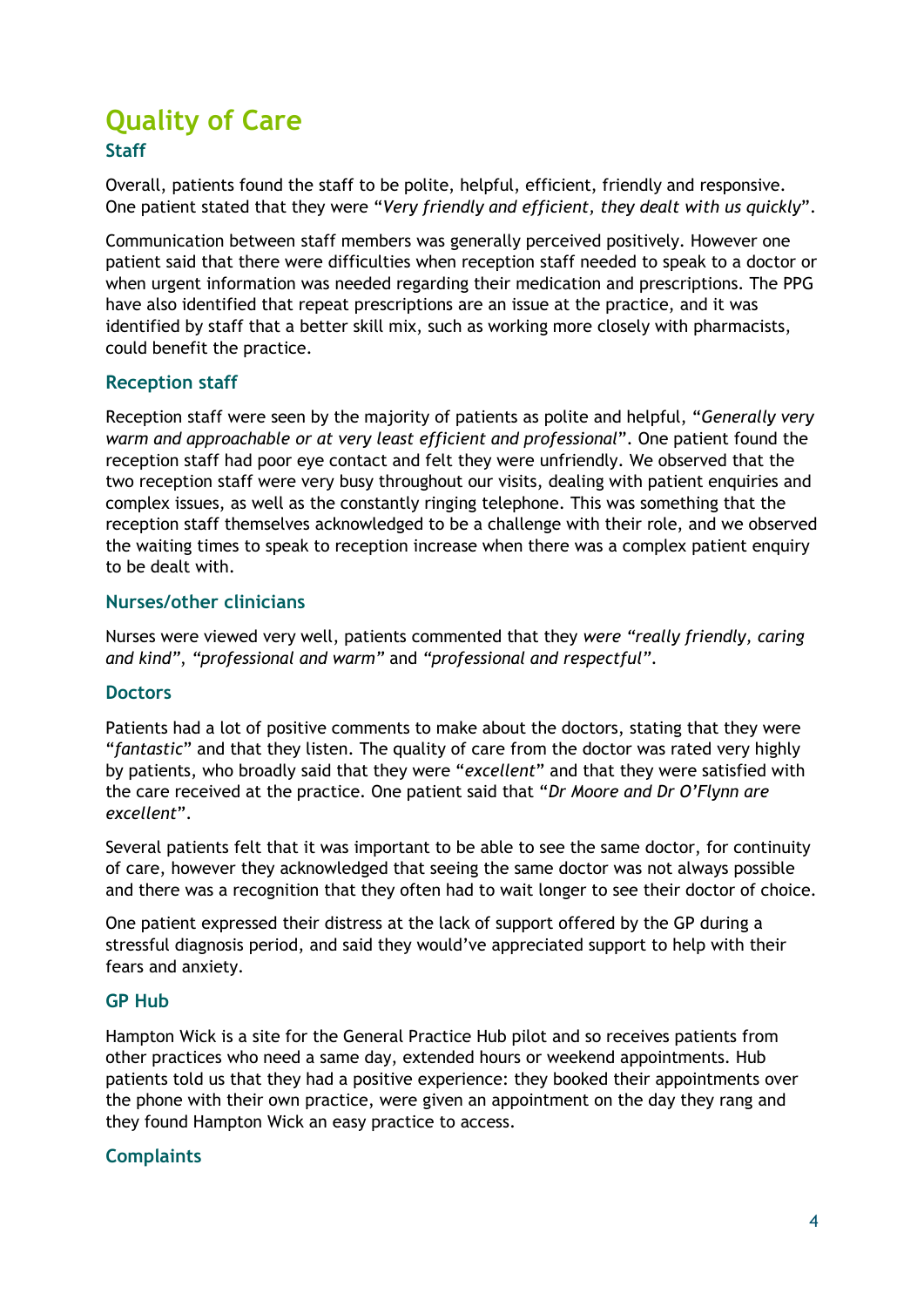# Quality of Care

## Staff

Overall, patients found the staff to be polite, helpful, efficient, friendly and responsive. One patient stated that they were "*Very friendly and efficient, they dealt with us quickly*".

Communication between staff members was generally perceived positively. However one patient said that there were difficulties when reception staff needed to speak to a doctor or when urgent information was needed regarding their medication and prescriptions. The PPG have also identified that repeat prescriptions are an issue at the practice, and it was identified by staff that a better skill mix, such as working more closely with pharmacists, could benefit the practice.

### Reception staff

Reception staff were seen by the majority of patients as polite and helpful, "*Generally very warm and approachable or at very least efficient and professional*". One patient found the reception staff had poor eye contact and felt they were unfriendly. We observed that the two reception staff were very busy throughout our visits, dealing with patient enquiries and complex issues, as well as the constantly ringing telephone. This was something that the reception staff themselves acknowledged to be a challenge with their role, and we observed the waiting times to speak to reception increase when there was a complex patient enquiry to be dealt with.

### Nurses/other clinicians

Nurses were viewed very well, patients commented that they *were "really friendly, caring and kind"*, *"professional and warm"* and *"professional and respectful"*.

### Doctors

Patients had a lot of positive comments to make about the doctors, stating that they were "*fantastic*" and that they listen. The quality of care from the doctor was rated very highly by patients, who broadly said that they were "*excellent*" and that they were satisfied with the care received at the practice. One patient said that "*Dr Moore and Dr O'Flynn are excellent*".

Several patients felt that it was important to be able to see the same doctor, for continuity of care, however they acknowledged that seeing the same doctor was not always possible and there was a recognition that they often had to wait longer to see their doctor of choice.

One patient expressed their distress at the lack of support offered by the GP during a stressful diagnosis period, and said they would've appreciated support to help with their fears and anxiety.

### GP Hub

Hampton Wick is a site for the General Practice Hub pilot and so receives patients from other practices who need a same day, extended hours or weekend appointments. Hub patients told us that they had a positive experience: they booked their appointments over the phone with their own practice, were given an appointment on the day they rang and they found Hampton Wick an easy practice to access.

### Complaints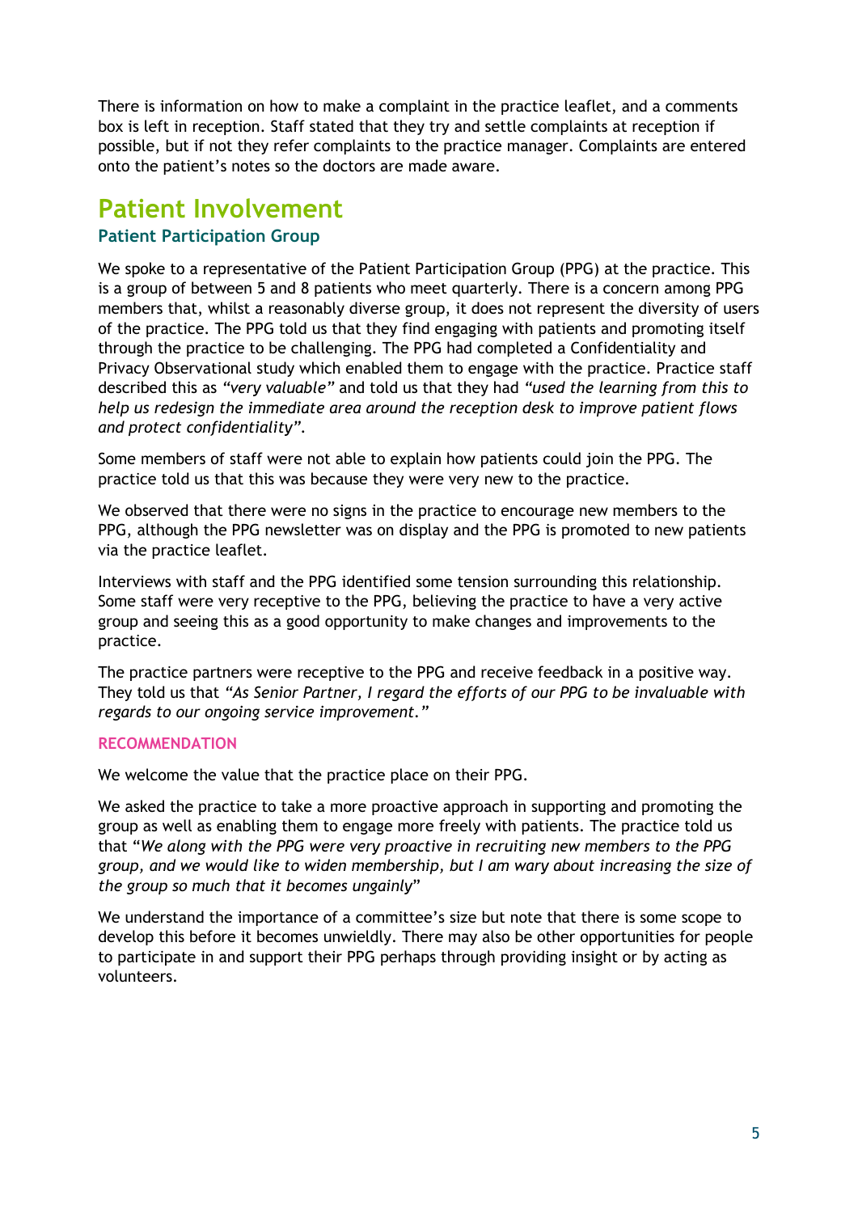There is information on how to make a complaint in the practice leaflet, and a comments box is left in reception. Staff stated that they try and settle complaints at reception if possible, but if not they refer complaints to the practice manager. Complaints are entered onto the patient's notes so the doctors are made aware.

# Patient Involvement

### Patient Participation Group

We spoke to a representative of the Patient Participation Group (PPG) at the practice. This is a group of between 5 and 8 patients who meet quarterly. There is a concern among PPG members that, whilst a reasonably diverse group, it does not represent the diversity of users of the practice. The PPG told us that they find engaging with patients and promoting itself through the practice to be challenging. The PPG had completed a Confidentiality and Privacy Observational study which enabled them to engage with the practice. Practice staff described this as *"very valuable"* and told us that they had *"used the learning from this to help us redesign the immediate area around the reception desk to improve patient flows and protect confidentiality"*.

Some members of staff were not able to explain how patients could join the PPG. The practice told us that this was because they were very new to the practice.

We observed that there were no signs in the practice to encourage new members to the PPG, although the PPG newsletter was on display and the PPG is promoted to new patients via the practice leaflet.

Interviews with staff and the PPG identified some tension surrounding this relationship. Some staff were very receptive to the PPG, believing the practice to have a very active group and seeing this as a good opportunity to make changes and improvements to the practice.

The practice partners were receptive to the PPG and receive feedback in a positive way. They told us that *"As Senior Partner, I regard the efforts of our PPG to be invaluable with regards to our ongoing service improvement."*

**RECOMMENDATION**

We welcome the value that the practice place on their PPG.

We asked the practice to take a more proactive approach in supporting and promoting the group as well as enabling them to engage more freely with patients. The practice told us that "*We along with the PPG were very proactive in recruiting new members to the PPG group, and we would like to widen membership, but I am wary about increasing the size of the group so much that it becomes ungainly*"

We understand the importance of a committee's size but note that there is some scope to develop this before it becomes unwieldly. There may also be other opportunities for people to participate in and support their PPG perhaps through providing insight or by acting as volunteers.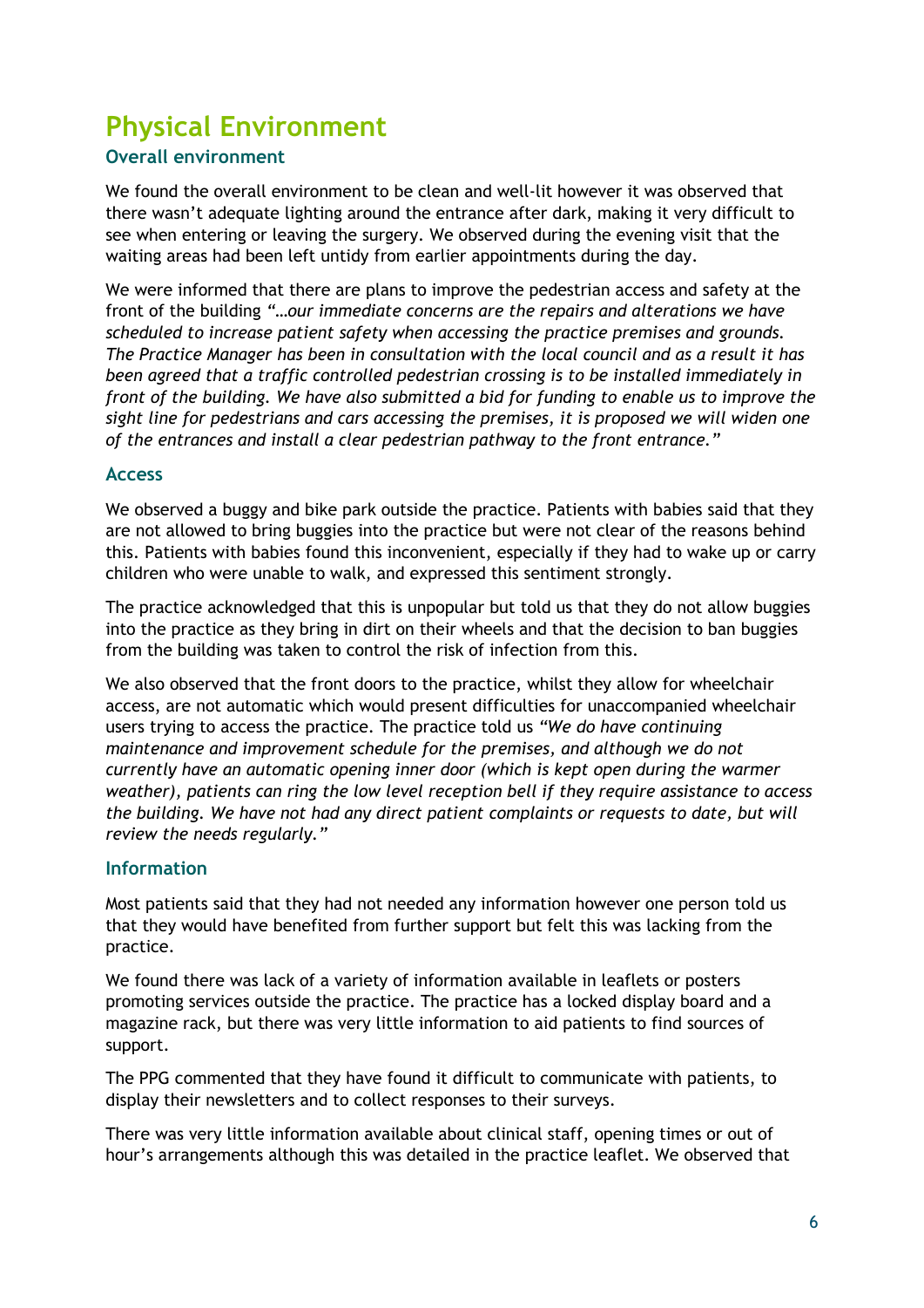# Physical Environment

## Overall environment

We found the overall environment to be clean and well-lit however it was observed that there wasn't adequate lighting around the entrance after dark, making it very difficult to see when entering or leaving the surgery. We observed during the evening visit that the waiting areas had been left untidy from earlier appointments during the day.

We were informed that there are plans to improve the pedestrian access and safety at the front of the building *"…our immediate concerns are the repairs and alterations we have scheduled to increase patient safety when accessing the practice premises and grounds. The Practice Manager has been in consultation with the local council and as a result it has been agreed that a traffic controlled pedestrian crossing is to be installed immediately in front of the building. We have also submitted a bid for funding to enable us to improve the sight line for pedestrians and cars accessing the premises, it is proposed we will widen one of the entrances and install a clear pedestrian pathway to the front entrance."*

## Access

We observed a buggy and bike park outside the practice. Patients with babies said that they are not allowed to bring buggies into the practice but were not clear of the reasons behind this. Patients with babies found this inconvenient, especially if they had to wake up or carry children who were unable to walk, and expressed this sentiment strongly.

The practice acknowledged that this is unpopular but told us that they do not allow buggies into the practice as they bring in dirt on their wheels and that the decision to ban buggies from the building was taken to control the risk of infection from this.

We also observed that the front doors to the practice, whilst they allow for wheelchair access, are not automatic which would present difficulties for unaccompanied wheelchair users trying to access the practice. The practice told us *"We do have continuing maintenance and improvement schedule for the premises, and although we do not currently have an automatic opening inner door (which is kept open during the warmer weather), patients can ring the low level reception bell if they require assistance to access the building. We have not had any direct patient complaints or requests to date, but will review the needs regularly."*

## Information

Most patients said that they had not needed any information however one person told us that they would have benefited from further support but felt this was lacking from the practice.

We found there was lack of a variety of information available in leaflets or posters promoting services outside the practice. The practice has a locked display board and a magazine rack, but there was very little information to aid patients to find sources of support.

The PPG commented that they have found it difficult to communicate with patients, to display their newsletters and to collect responses to their surveys.

There was very little information available about clinical staff, opening times or out of hour's arrangements although this was detailed in the practice leaflet. We observed that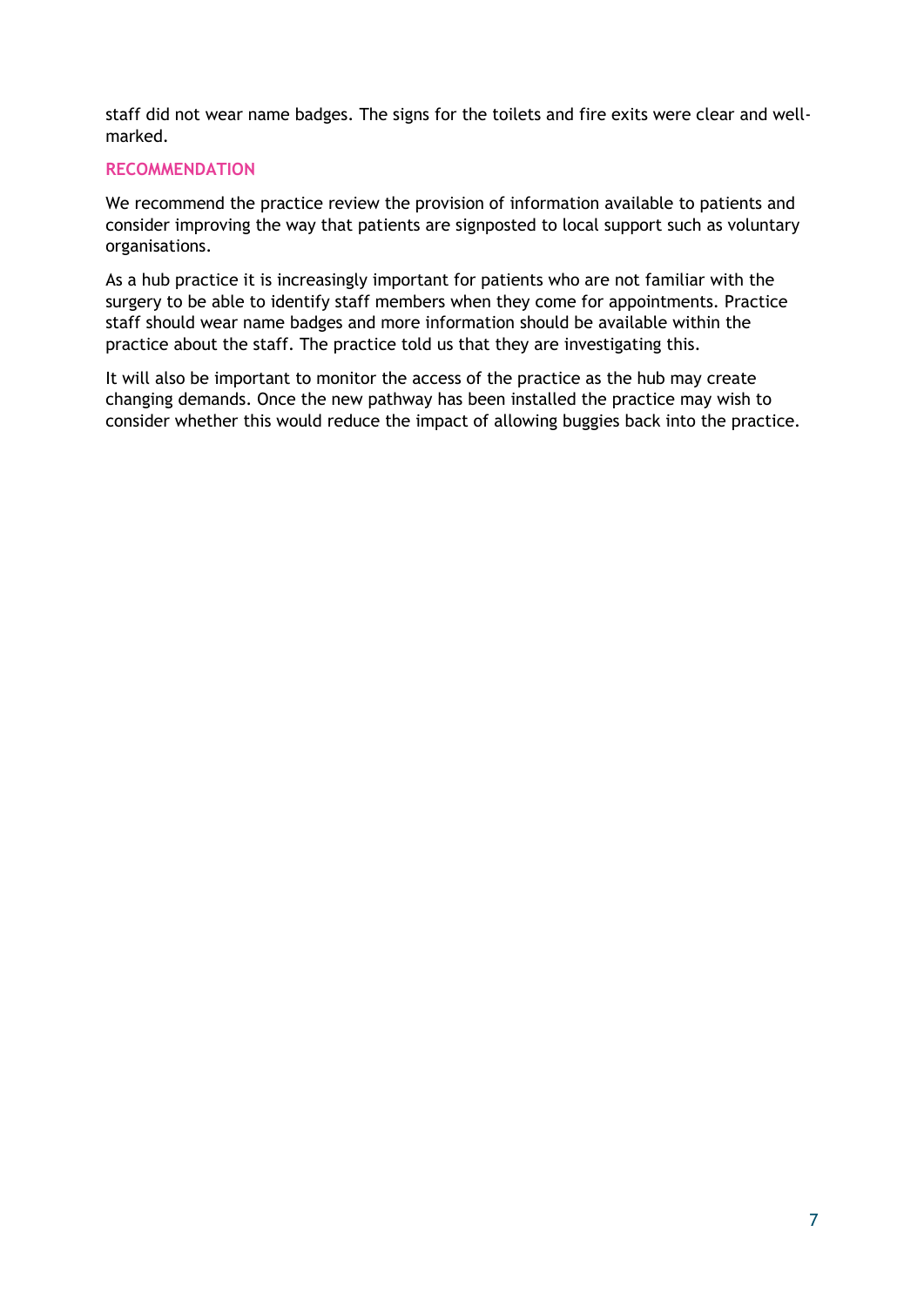staff did not wear name badges. The signs for the toilets and fire exits were clear and well-marked.

### RECOMMENDATION

We recommend the practice review the provision of information available to patients and consider improving the way that patients are signposted to local support such as voluntary organisations.

As a hub practice it is increasingly important for patients who are not familiar with the surgery to be able to identify staff members when they come for appointments. Practice staff should wear name badges and more information should be available within the practice about the staff. The practice told us that they are investigating this.

It will also be important to monitor the access of the practice as the hub may create changing demands. Once the new pathway has been installed the practice may wish to consider whether this would reduce the impact of allowing buggies back into the practice.